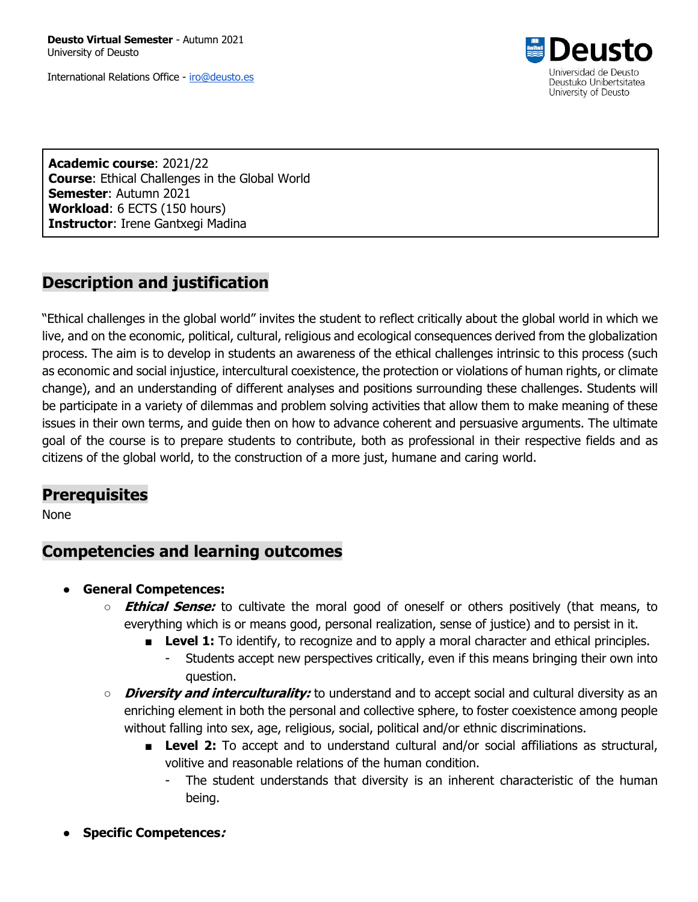**Deusto Virtual Semester** - Autumn 2021
University of Deusto

International Relations Office - iro@deusto.es

Deusto
Universidad de Deusto
Deustuko Unibertsitatea
University of Deusto

**Academic course**: 2021/22
**Course**: Ethical Challenges in the Global World
**Semester**: Autumn 2021
**Workload**: 6 ECTS (150 hours)
**Instructor**: Irene Gantxegi Madina

## Description and justification

"Ethical challenges in the global world" invites the student to reflect critically about the global world in which we live, and on the economic, political, cultural, religious and ecological consequences derived from the globalization process. The aim is to develop in students an awareness of the ethical challenges intrinsic to this process (such as economic and social injustice, intercultural coexistence, the protection or violations of human rights, or climate change), and an understanding of different analyses and positions surrounding these challenges. Students will be participate in a variety of dilemmas and problem solving activities that allow them to make meaning of these issues in their own terms, and guide then on how to advance coherent and persuasive arguments. The ultimate goal of the course is to prepare students to contribute, both as professional in their respective fields and as citizens of the global world, to the construction of a more just, humane and caring world.

## Prerequisites

None

## Competencies and learning outcomes

- **General Competences:**
  - ***Ethical Sense:*** to cultivate the moral good of oneself or others positively (that means, to everything which is or means good, personal realization, sense of justice) and to persist in it.
    - **Level 1:** To identify, to recognize and to apply a moral character and ethical principles.
      - Students accept new perspectives critically, even if this means bringing their own into question.
  - ***Diversity and interculturality:*** to understand and to accept social and cultural diversity as an enriching element in both the personal and collective sphere, to foster coexistence among people without falling into sex, age, religious, social, political and/or ethnic discriminations.
    - **Level 2:** To accept and to understand cultural and/or social affiliations as structural, volitive and reasonable relations of the human condition.
      - The student understands that diversity is an inherent characteristic of the human being.
- **Specific Competences*:***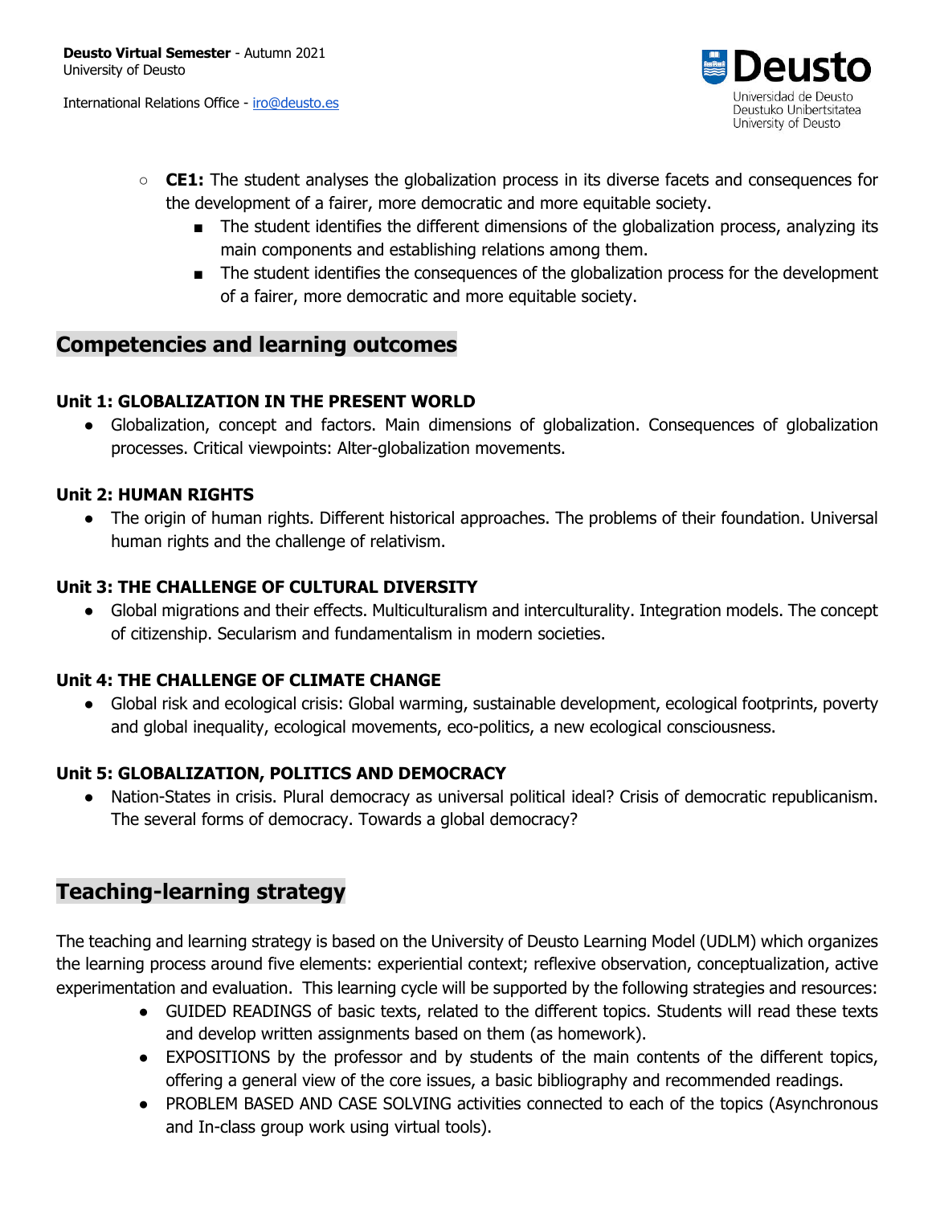- **CE1:** The student analyses the globalization process in its diverse facets and consequences for the development of a fairer, more democratic and more equitable society.
  - The student identifies the different dimensions of the globalization process, analyzing its main components and establishing relations among them.
  - The student identifies the consequences of the globalization process for the development of a fairer, more democratic and more equitable society.

## Competencies and learning outcomes

### Unit 1: GLOBALIZATION IN THE PRESENT WORLD

- Globalization, concept and factors. Main dimensions of globalization. Consequences of globalization processes. Critical viewpoints: Alter-globalization movements.

### Unit 2: HUMAN RIGHTS

- The origin of human rights. Different historical approaches. The problems of their foundation. Universal human rights and the challenge of relativism.

### Unit 3: THE CHALLENGE OF CULTURAL DIVERSITY

- Global migrations and their effects. Multiculturalism and interculturality. Integration models. The concept of citizenship. Secularism and fundamentalism in modern societies.

### Unit 4: THE CHALLENGE OF CLIMATE CHANGE

- Global risk and ecological crisis: Global warming, sustainable development, ecological footprints, poverty and global inequality, ecological movements, eco-politics, a new ecological consciousness.

### Unit 5: GLOBALIZATION, POLITICS AND DEMOCRACY

- Nation-States in crisis. Plural democracy as universal political ideal? Crisis of democratic republicanism. The several forms of democracy. Towards a global democracy?

## Teaching-learning strategy

The teaching and learning strategy is based on the University of Deusto Learning Model (UDLM) which organizes the learning process around five elements: experiential context; reflexive observation, conceptualization, active experimentation and evaluation. This learning cycle will be supported by the following strategies and resources:

- GUIDED READINGS of basic texts, related to the different topics. Students will read these texts and develop written assignments based on them (as homework).
- EXPOSITIONS by the professor and by students of the main contents of the different topics, offering a general view of the core issues, a basic bibliography and recommended readings.
- PROBLEM BASED AND CASE SOLVING activities connected to each of the topics (Asynchronous and In-class group work using virtual tools).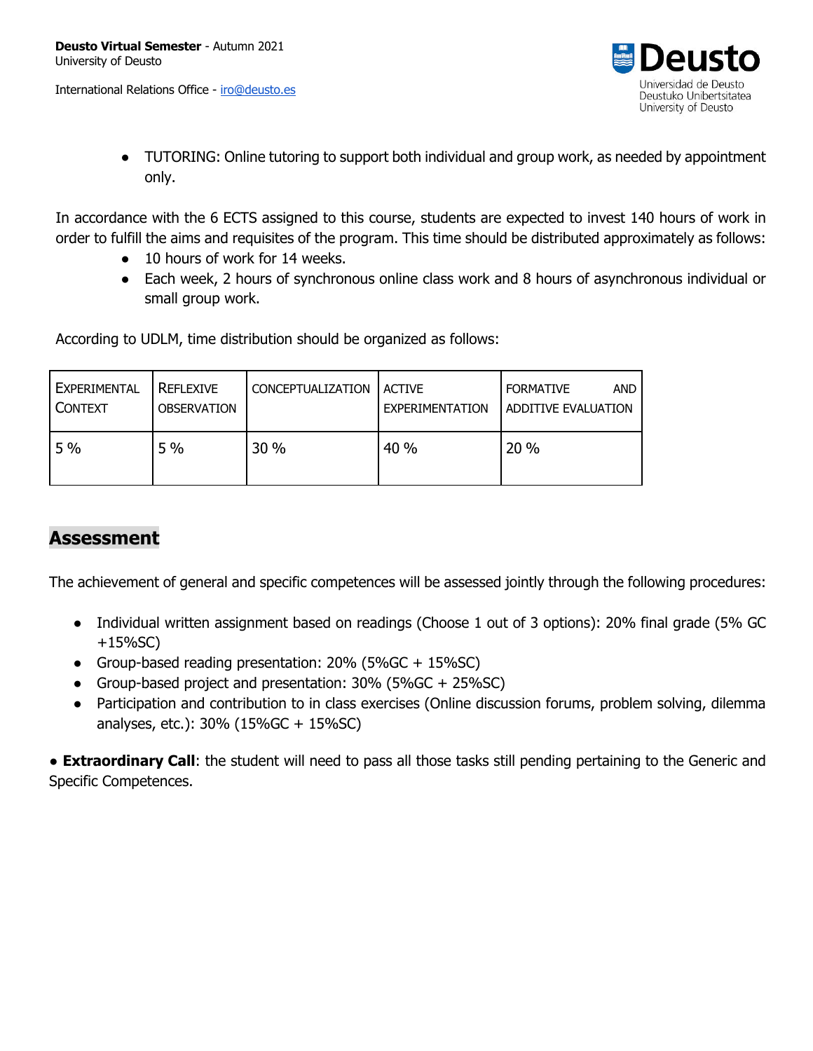- TUTORING: Online tutoring to support both individual and group work, as needed by appointment only.

In accordance with the 6 ECTS assigned to this course, students are expected to invest 140 hours of work in order to fulfill the aims and requisites of the program. This time should be distributed approximately as follows:

- 10 hours of work for 14 weeks.
- Each week, 2 hours of synchronous online class work and 8 hours of asynchronous individual or small group work.

According to UDLM, time distribution should be organized as follows:

| EXPERIMENTAL CONTEXT | REFLEXIVE OBSERVATION | CONCEPTUALIZATION | ACTIVE EXPERIMENTATION | FORMATIVE AND ADDITIVE EVALUATION |
|---|---|---|---|---|
| 5 % | 5 % | 30 % | 40 % | 20 % |

## Assessment

The achievement of general and specific competences will be assessed jointly through the following procedures:

- Individual written assignment based on readings (Choose 1 out of 3 options): 20% final grade (5% GC +15%SC)
- Group-based reading presentation: 20% (5%GC + 15%SC)
- Group-based project and presentation: 30% (5%GC + 25%SC)
- Participation and contribution to in class exercises (Online discussion forums, problem solving, dilemma analyses, etc.): 30% (15%GC + 15%SC)

● **Extraordinary Call**: the student will need to pass all those tasks still pending pertaining to the Generic and Specific Competences.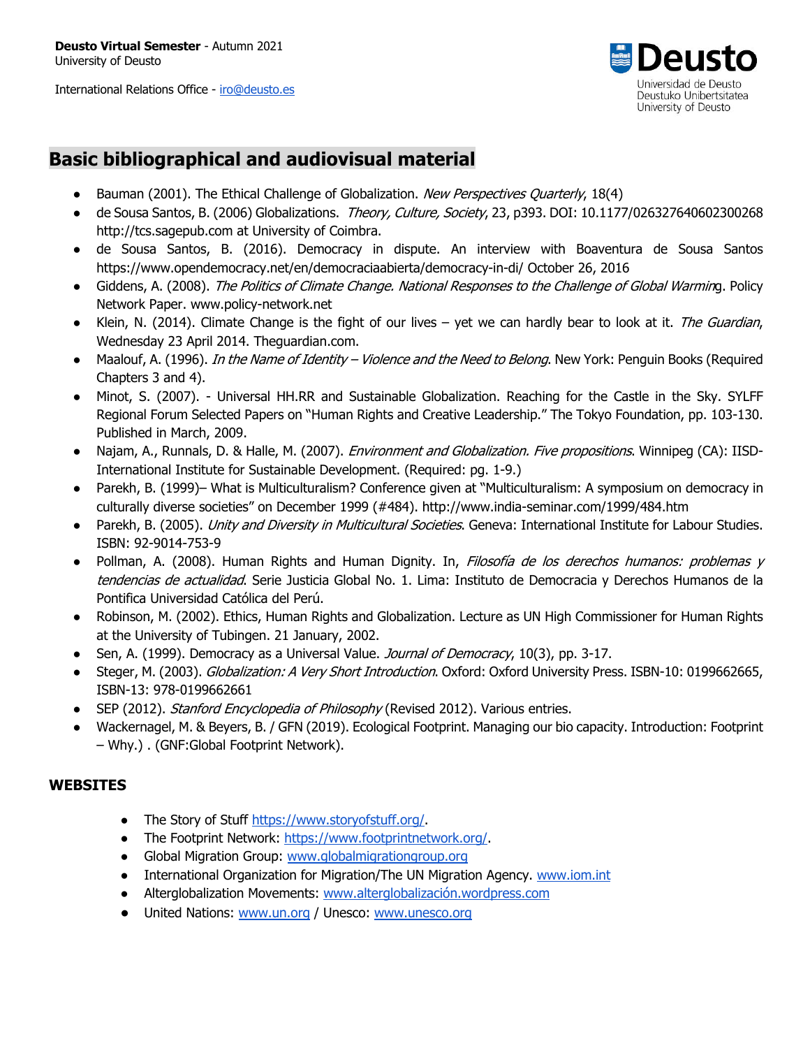**Deusto Virtual Semester** - Autumn 2021
University of Deusto

International Relations Office - iro@deusto.es

## Basic bibliographical and audiovisual material

- Bauman (2001). The Ethical Challenge of Globalization. *New Perspectives Quarterly*, 18(4)
- de Sousa Santos, B. (2006) Globalizations. *Theory, Culture, Society*, 23, p393. DOI: 10.1177/026327640602300268 http://tcs.sagepub.com at University of Coimbra.
- de Sousa Santos, B. (2016). Democracy in dispute. An interview with Boaventura de Sousa Santos https://www.opendemocracy.net/en/democraciaabierta/democracy-in-di/ October 26, 2016
- Giddens, A. (2008). *The Politics of Climate Change. National Responses to the Challenge of Global Warmin*g. Policy Network Paper. www.policy-network.net
- Klein, N. (2014). Climate Change is the fight of our lives – yet we can hardly bear to look at it. *The Guardian*, Wednesday 23 April 2014. Theguardian.com.
- Maalouf, A. (1996). *In the Name of Identity – Violence and the Need to Belong*. New York: Penguin Books (Required Chapters 3 and 4).
- Minot, S. (2007). - Universal HH.RR and Sustainable Globalization. Reaching for the Castle in the Sky. SYLFF Regional Forum Selected Papers on "Human Rights and Creative Leadership." The Tokyo Foundation, pp. 103-130. Published in March, 2009.
- Najam, A., Runnals, D. & Halle, M. (2007). *Environment and Globalization. Five propositions*. Winnipeg (CA): IISD-International Institute for Sustainable Development. (Required: pg. 1-9.)
- Parekh, B. (1999)– What is Multiculturalism? Conference given at "Multiculturalism: A symposium on democracy in culturally diverse societies" on December 1999 (#484). http://www.india-seminar.com/1999/484.htm
- Parekh, B. (2005). *Unity and Diversity in Multicultural Societies*. Geneva: International Institute for Labour Studies. ISBN: 92-9014-753-9
- Pollman, A. (2008). Human Rights and Human Dignity. In, *Filosofía de los derechos humanos: problemas y tendencias de actualidad*. Serie Justicia Global No. 1. Lima: Instituto de Democracia y Derechos Humanos de la Pontifica Universidad Católica del Perú.
- Robinson, M. (2002). Ethics, Human Rights and Globalization. Lecture as UN High Commissioner for Human Rights at the University of Tubingen. 21 January, 2002.
- Sen, A. (1999). Democracy as a Universal Value. *Journal of Democracy*, 10(3), pp. 3-17.
- Steger, M. (2003). *Globalization: A Very Short Introduction*. Oxford: Oxford University Press. ISBN-10: 0199662665, ISBN-13: 978-0199662661
- SEP (2012). *Stanford Encyclopedia of Philosophy* (Revised 2012). Various entries.
- Wackernagel, M. & Beyers, B. / GFN (2019). Ecological Footprint. Managing our bio capacity. Introduction: Footprint – Why.) . (GNF:Global Footprint Network).

### WEBSITES

- The Story of Stuff https://www.storyofstuff.org/.
- The Footprint Network: https://www.footprintnetwork.org/.
- Global Migration Group: www.globalmigrationgroup.org
- International Organization for Migration/The UN Migration Agency. www.iom.int
- Alterglobalization Movements: www.alterglobalización.wordpress.com
- United Nations: www.un.org / Unesco: www.unesco.org